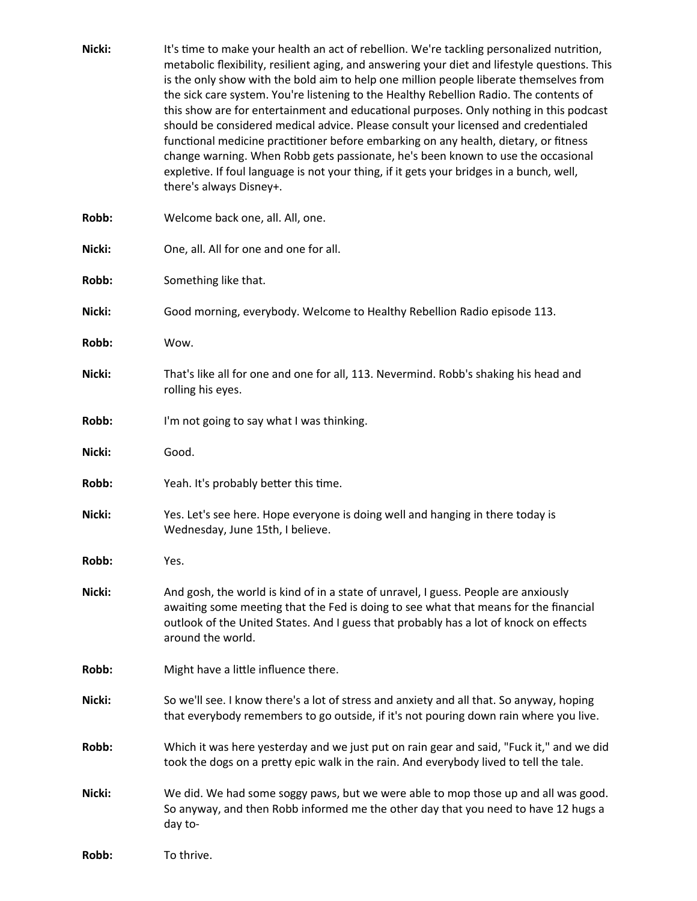**Nicki:** It's time to make your health an act of rebellion. We're tackling personalized nutrition, metabolic flexibility, resilient aging, and answering your diet and lifestyle questions. This is the only show with the bold aim to help one million people liberate themselves from the sick care system. You're listening to the Healthy Rebellion Radio. The contents of this show are for entertainment and educational purposes. Only nothing in this podcast should be considered medical advice. Please consult your licensed and credentialed functional medicine practitioner before embarking on any health, dietary, or fitness change warning. When Robb gets passionate, he's been known to use the occasional expletive. If foul language is not your thing, if it gets your bridges in a bunch, well, there's always Disney+.

**Robb:** Welcome back one, all. All, one.

**Nicki:** One, all. All for one and one for all.

**Robb:** Something like that.

**Nicki:** Good morning, everybody. Welcome to Healthy Rebellion Radio episode 113.

**Robb:** Wow.

**Nicki:** That's like all for one and one for all, 113. Nevermind. Robb's shaking his head and rolling his eyes.

**Robb:** I'm not going to say what I was thinking.

**Nicki:** Good.

**Robb:** Yeah. It's probably better this time.

**Nicki:** Yes. Let's see here. Hope everyone is doing well and hanging in there today is Wednesday, June 15th, I believe.

**Robb:** Yes.

**Nicki:** And gosh, the world is kind of in a state of unravel, I guess. People are anxiously awaiting some meeting that the Fed is doing to see what that means for the financial outlook of the United States. And I guess that probably has a lot of knock on effects around the world.

**Robb:** Might have a little influence there.

**Nicki:** So we'll see. I know there's a lot of stress and anxiety and all that. So anyway, hoping that everybody remembers to go outside, if it's not pouring down rain where you live.

**Robb:** Which it was here yesterday and we just put on rain gear and said, "Fuck it," and we did took the dogs on a pretty epic walk in the rain. And everybody lived to tell the tale.

**Nicki:** We did. We had some soggy paws, but we were able to mop those up and all was good. So anyway, and then Robb informed me the other day that you need to have 12 hugs a day to-

**Robb:** To thrive.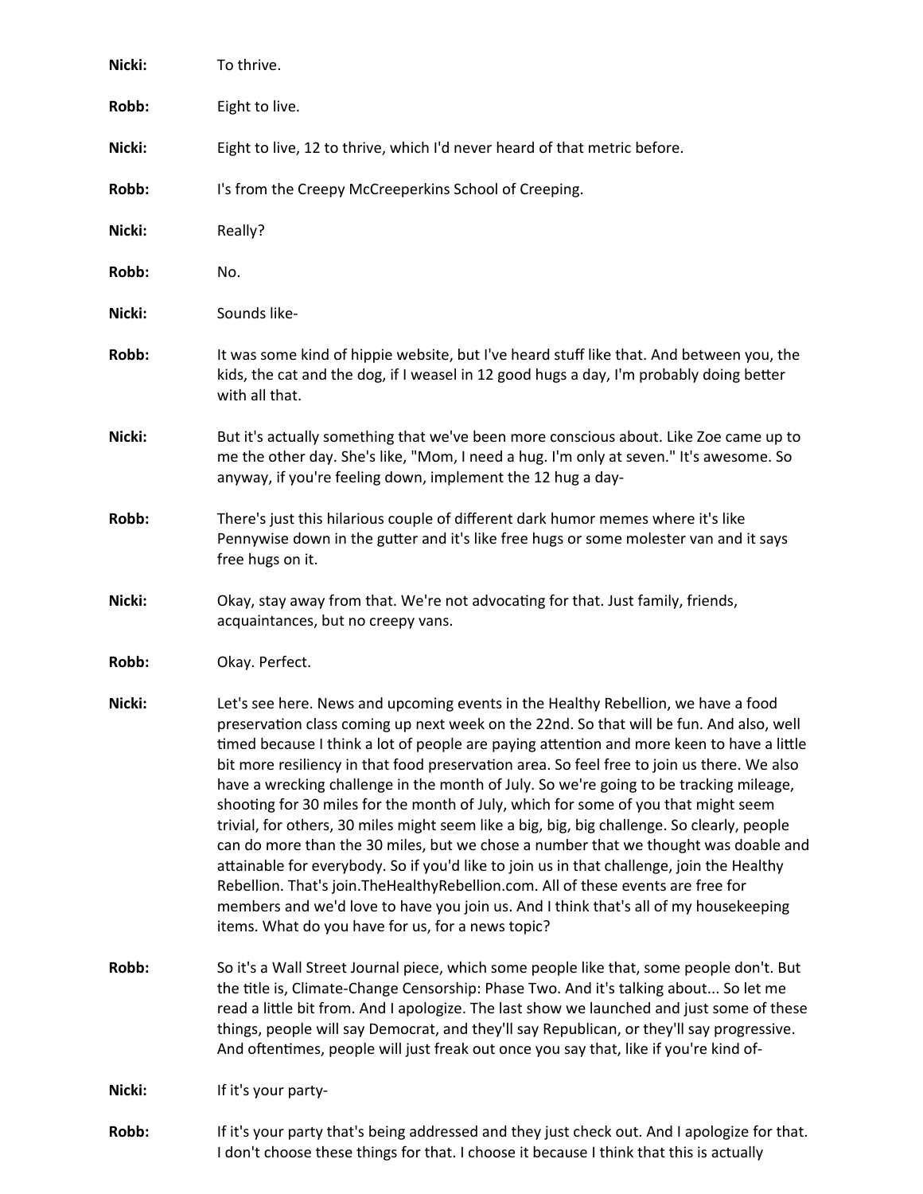**Nicki:** To thrive.

**Robb:** Eight to live.

**Nicki:** Eight to live, 12 to thrive, which I'd never heard of that metric before.

**Robb:** I's from the Creepy McCreeperkins School of Creeping.

**Nicki:** Really?

**Robb:** No.

**Nicki:** Sounds like-

**Robb:** It was some kind of hippie website, but I've heard stuff like that. And between you, the kids, the cat and the dog, if I weasel in 12 good hugs a day, I'm probably doing better with all that.

**Nicki:** But it's actually something that we've been more conscious about. Like Zoe came up to me the other day. She's like, "Mom, I need a hug. I'm only at seven." It's awesome. So anyway, if you're feeling down, implement the 12 hug a day-

**Robb:** There's just this hilarious couple of different dark humor memes where it's like Pennywise down in the gutter and it's like free hugs or some molester van and it says free hugs on it.

**Nicki:** Okay, stay away from that. We're not advocating for that. Just family, friends, acquaintances, but no creepy vans.

**Robb:** Okay. Perfect.

**Nicki:** Let's see here. News and upcoming events in the Healthy Rebellion, we have a food preservation class coming up next week on the 22nd. So that will be fun. And also, well timed because I think a lot of people are paying attention and more keen to have a little bit more resiliency in that food preservation area. So feel free to join us there. We also have a wrecking challenge in the month of July. So we're going to be tracking mileage, shooting for 30 miles for the month of July, which for some of you that might seem trivial, for others, 30 miles might seem like a big, big, big challenge. So clearly, people can do more than the 30 miles, but we chose a number that we thought was doable and attainable for everybody. So if you'd like to join us in that challenge, join the Healthy Rebellion. That's join.TheHealthyRebellion.com. All of these events are free for members and we'd love to have you join us. And I think that's all of my housekeeping items. What do you have for us, for a news topic?

**Robb:** So it's a Wall Street Journal piece, which some people like that, some people don't. But the title is, Climate-Change Censorship: Phase Two. And it's talking about... So let me read a little bit from. And I apologize. The last show we launched and just some of these things, people will say Democrat, and they'll say Republican, or they'll say progressive. And oftentimes, people will just freak out once you say that, like if you're kind of-

**Nicki:** If it's your party-

**Robb:** If it's your party that's being addressed and they just check out. And I apologize for that. I don't choose these things for that. I choose it because I think that this is actually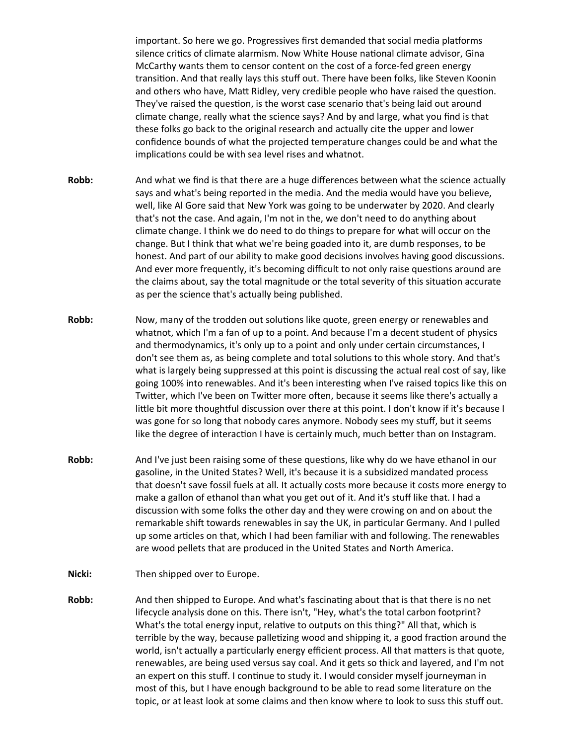important. So here we go. Progressives first demanded that social media platforms silence critics of climate alarmism. Now White House national climate advisor, Gina McCarthy wants them to censor content on the cost of a force-fed green energy transition. And that really lays this stuff out. There have been folks, like Steven Koonin and others who have, Matt Ridley, very credible people who have raised the question. They've raised the question, is the worst case scenario that's being laid out around climate change, really what the science says? And by and large, what you find is that these folks go back to the original research and actually cite the upper and lower confidence bounds of what the projected temperature changes could be and what the implications could be with sea level rises and whatnot.

**Robb:** And what we find is that there are a huge differences between what the science actually says and what's being reported in the media. And the media would have you believe, well, like Al Gore said that New York was going to be underwater by 2020. And clearly that's not the case. And again, I'm not in the, we don't need to do anything about climate change. I think we do need to do things to prepare for what will occur on the change. But I think that what we're being goaded into it, are dumb responses, to be honest. And part of our ability to make good decisions involves having good discussions. And ever more frequently, it's becoming difficult to not only raise questions around are the claims about, say the total magnitude or the total severity of this situation accurate as per the science that's actually being published.

**Robb:** Now, many of the trodden out solutions like quote, green energy or renewables and whatnot, which I'm a fan of up to a point. And because I'm a decent student of physics and thermodynamics, it's only up to a point and only under certain circumstances, I don't see them as, as being complete and total solutions to this whole story. And that's what is largely being suppressed at this point is discussing the actual real cost of say, like going 100% into renewables. And it's been interesting when I've raised topics like this on Twitter, which I've been on Twitter more often, because it seems like there's actually a little bit more thoughtful discussion over there at this point. I don't know if it's because I was gone for so long that nobody cares anymore. Nobody sees my stuff, but it seems like the degree of interaction I have is certainly much, much better than on Instagram.

**Robb:** And I've just been raising some of these questions, like why do we have ethanol in our gasoline, in the United States? Well, it's because it is a subsidized mandated process that doesn't save fossil fuels at all. It actually costs more because it costs more energy to make a gallon of ethanol than what you get out of it. And it's stuff like that. I had a discussion with some folks the other day and they were crowing on and on about the remarkable shift towards renewables in say the UK, in particular Germany. And I pulled up some articles on that, which I had been familiar with and following. The renewables are wood pellets that are produced in the United States and North America.

**Nicki:** Then shipped over to Europe.

**Robb:** And then shipped to Europe. And what's fascinating about that is that there is no net lifecycle analysis done on this. There isn't, "Hey, what's the total carbon footprint? What's the total energy input, relative to outputs on this thing?" All that, which is terrible by the way, because palletizing wood and shipping it, a good fraction around the world, isn't actually a particularly energy efficient process. All that matters is that quote, renewables, are being used versus say coal. And it gets so thick and layered, and I'm not an expert on this stuff. I continue to study it. I would consider myself journeyman in most of this, but I have enough background to be able to read some literature on the topic, or at least look at some claims and then know where to look to suss this stuff out.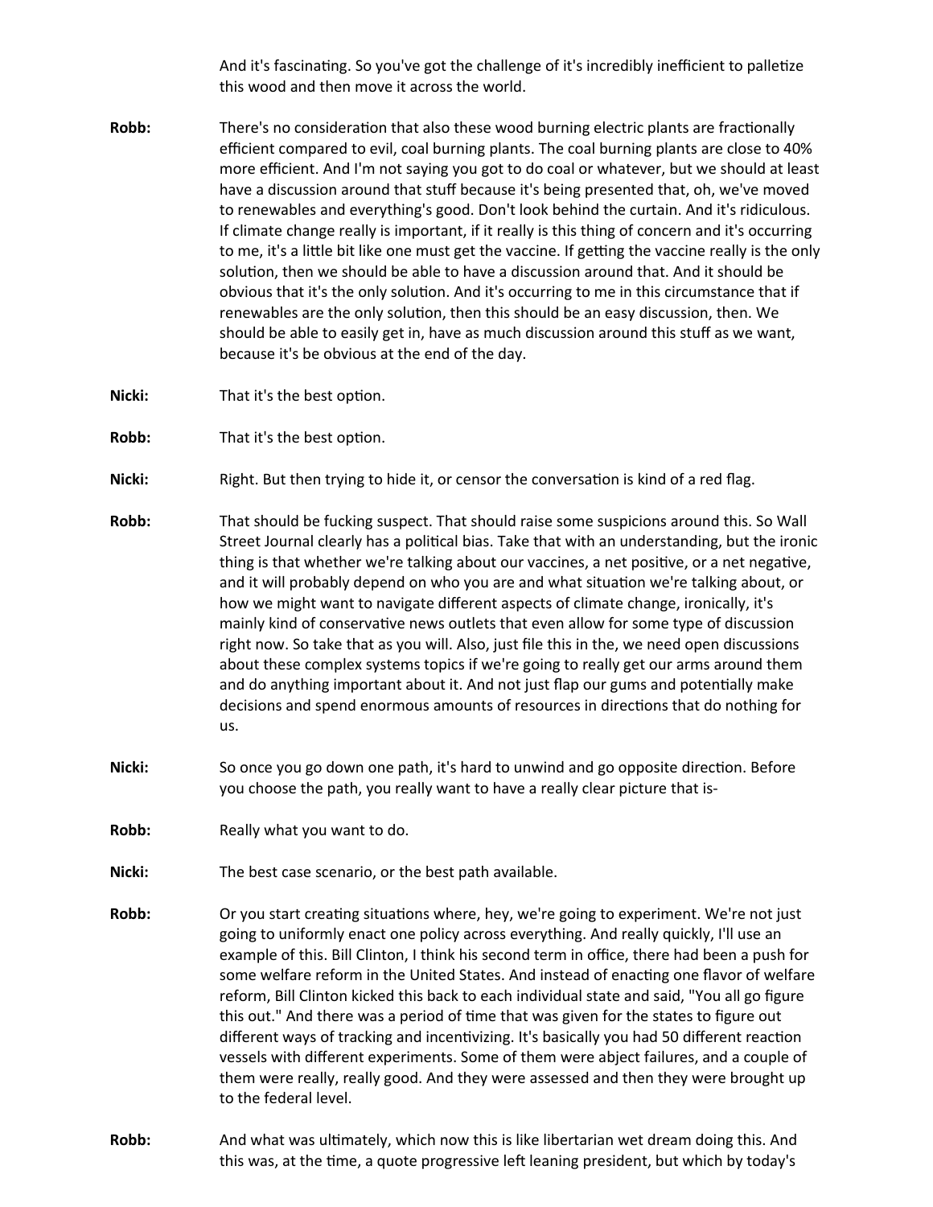And it's fascinating. So you've got the challenge of it's incredibly inefficient to palletize this wood and then move it across the world.

**Robb:** There's no consideration that also these wood burning electric plants are fractionally efficient compared to evil, coal burning plants. The coal burning plants are close to 40% more efficient. And I'm not saying you got to do coal or whatever, but we should at least have a discussion around that stuff because it's being presented that, oh, we've moved to renewables and everything's good. Don't look behind the curtain. And it's ridiculous. If climate change really is important, if it really is this thing of concern and it's occurring to me, it's a little bit like one must get the vaccine. If getting the vaccine really is the only solution, then we should be able to have a discussion around that. And it should be obvious that it's the only solution. And it's occurring to me in this circumstance that if renewables are the only solution, then this should be an easy discussion, then. We should be able to easily get in, have as much discussion around this stuff as we want, because it's be obvious at the end of the day.

**Nicki:** That it's the best option.

**Robb:** That it's the best option.

**Nicki:** Right. But then trying to hide it, or censor the conversation is kind of a red flag.

**Robb:** That should be fucking suspect. That should raise some suspicions around this. So Wall Street Journal clearly has a political bias. Take that with an understanding, but the ironic thing is that whether we're talking about our vaccines, a net positive, or a net negative, and it will probably depend on who you are and what situation we're talking about, or how we might want to navigate different aspects of climate change, ironically, it's mainly kind of conservative news outlets that even allow for some type of discussion right now. So take that as you will. Also, just file this in the, we need open discussions about these complex systems topics if we're going to really get our arms around them and do anything important about it. And not just flap our gums and potentially make decisions and spend enormous amounts of resources in directions that do nothing for us.

**Nicki:** So once you go down one path, it's hard to unwind and go opposite direction. Before you choose the path, you really want to have a really clear picture that is-

**Robb:** Really what you want to do.

**Nicki:** The best case scenario, or the best path available.

**Robb:** Or you start creating situations where, hey, we're going to experiment. We're not just going to uniformly enact one policy across everything. And really quickly, I'll use an example of this. Bill Clinton, I think his second term in office, there had been a push for some welfare reform in the United States. And instead of enacting one flavor of welfare reform, Bill Clinton kicked this back to each individual state and said, "You all go figure this out." And there was a period of time that was given for the states to figure out different ways of tracking and incentivizing. It's basically you had 50 different reaction vessels with different experiments. Some of them were abject failures, and a couple of them were really, really good. And they were assessed and then they were brought up to the federal level.

**Robb:** And what was ultimately, which now this is like libertarian wet dream doing this. And this was, at the time, a quote progressive left leaning president, but which by today's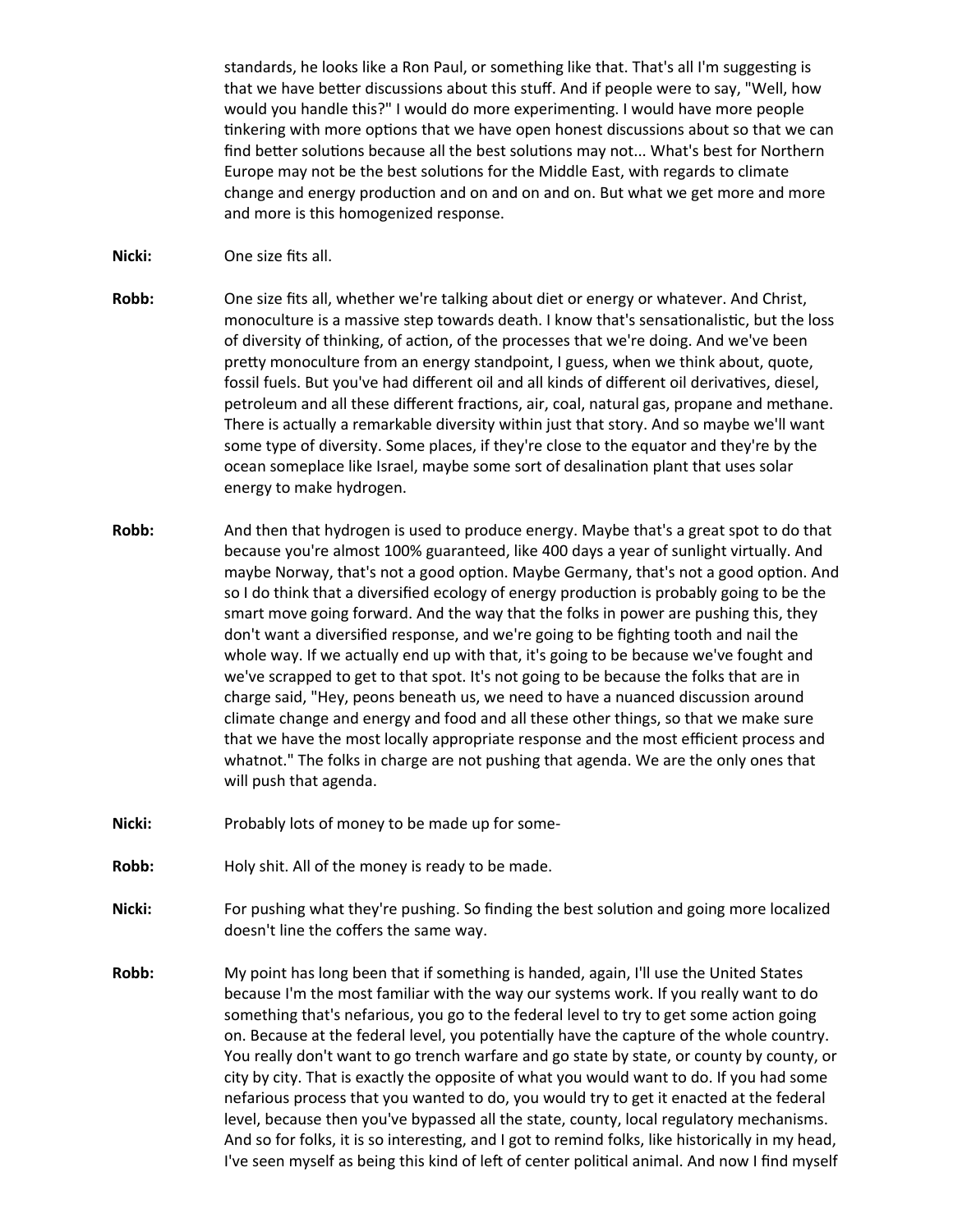standards, he looks like a Ron Paul, or something like that. That's all I'm suggesting is that we have better discussions about this stuff. And if people were to say, "Well, how would you handle this?" I would do more experimenting. I would have more people tinkering with more options that we have open honest discussions about so that we can find better solutions because all the best solutions may not... What's best for Northern Europe may not be the best solutions for the Middle East, with regards to climate change and energy production and on and on and on. But what we get more and more and more is this homogenized response.

**Nicki:** One size fits all.

**Robb:** One size fits all, whether we're talking about diet or energy or whatever. And Christ, monoculture is a massive step towards death. I know that's sensationalistic, but the loss of diversity of thinking, of action, of the processes that we're doing. And we've been pretty monoculture from an energy standpoint, I guess, when we think about, quote, fossil fuels. But you've had different oil and all kinds of different oil derivatives, diesel, petroleum and all these different fractions, air, coal, natural gas, propane and methane. There is actually a remarkable diversity within just that story. And so maybe we'll want some type of diversity. Some places, if they're close to the equator and they're by the ocean someplace like Israel, maybe some sort of desalination plant that uses solar energy to make hydrogen.

**Robb:** And then that hydrogen is used to produce energy. Maybe that's a great spot to do that because you're almost 100% guaranteed, like 400 days a year of sunlight virtually. And maybe Norway, that's not a good option. Maybe Germany, that's not a good option. And so I do think that a diversified ecology of energy production is probably going to be the smart move going forward. And the way that the folks in power are pushing this, they don't want a diversified response, and we're going to be fighting tooth and nail the whole way. If we actually end up with that, it's going to be because we've fought and we've scrapped to get to that spot. It's not going to be because the folks that are in charge said, "Hey, peons beneath us, we need to have a nuanced discussion around climate change and energy and food and all these other things, so that we make sure that we have the most locally appropriate response and the most efficient process and whatnot." The folks in charge are not pushing that agenda. We are the only ones that will push that agenda.

**Nicki:** Probably lots of money to be made up for some-

**Robb:** Holy shit. All of the money is ready to be made.

**Nicki:** For pushing what they're pushing. So finding the best solution and going more localized doesn't line the coffers the same way.

**Robb:** My point has long been that if something is handed, again, I'll use the United States because I'm the most familiar with the way our systems work. If you really want to do something that's nefarious, you go to the federal level to try to get some action going on. Because at the federal level, you potentially have the capture of the whole country. You really don't want to go trench warfare and go state by state, or county by county, or city by city. That is exactly the opposite of what you would want to do. If you had some nefarious process that you wanted to do, you would try to get it enacted at the federal level, because then you've bypassed all the state, county, local regulatory mechanisms. And so for folks, it is so interesting, and I got to remind folks, like historically in my head, I've seen myself as being this kind of left of center political animal. And now I find myself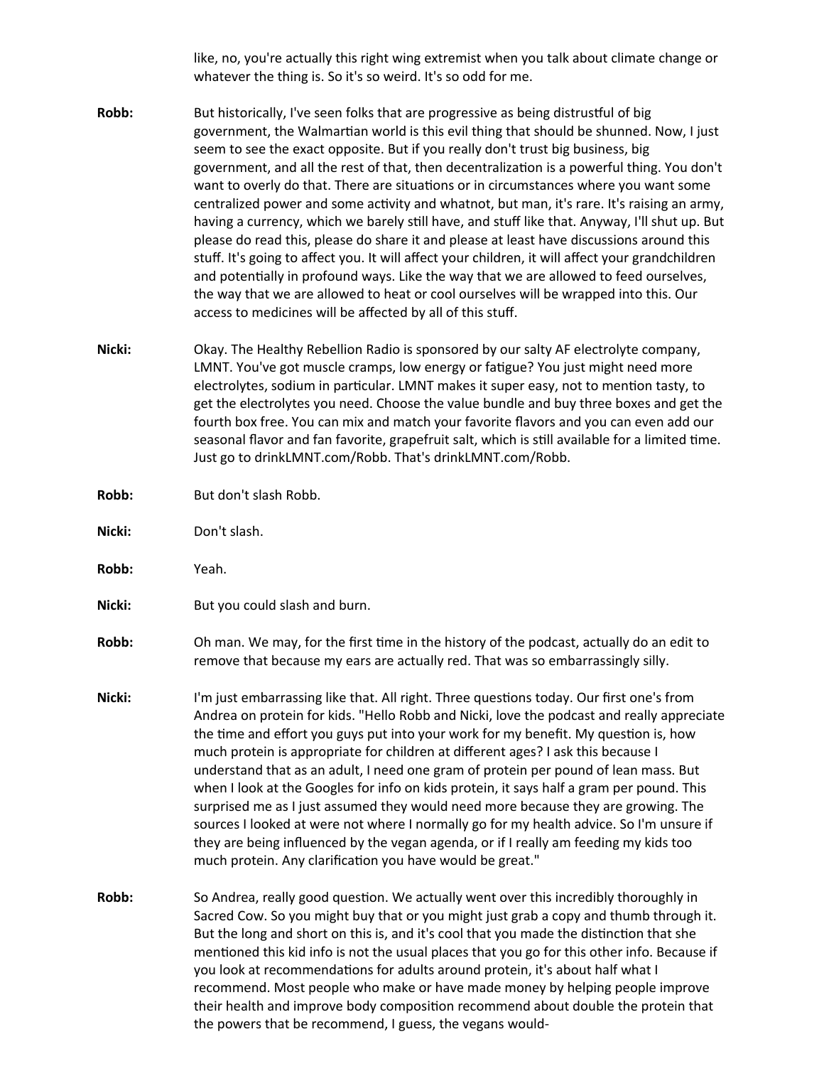like, no, you're actually this right wing extremist when you talk about climate change or whatever the thing is. So it's so weird. It's so odd for me.

**Robb:** But historically, I've seen folks that are progressive as being distrustful of big government, the Walmartian world is this evil thing that should be shunned. Now, I just seem to see the exact opposite. But if you really don't trust big business, big government, and all the rest of that, then decentralization is a powerful thing. You don't want to overly do that. There are situations or in circumstances where you want some centralized power and some activity and whatnot, but man, it's rare. It's raising an army, having a currency, which we barely still have, and stuff like that. Anyway, I'll shut up. But please do read this, please do share it and please at least have discussions around this stuff. It's going to affect you. It will affect your children, it will affect your grandchildren and potentially in profound ways. Like the way that we are allowed to feed ourselves, the way that we are allowed to heat or cool ourselves will be wrapped into this. Our access to medicines will be affected by all of this stuff.

**Nicki:** Okay. The Healthy Rebellion Radio is sponsored by our salty AF electrolyte company, LMNT. You've got muscle cramps, low energy or fatigue? You just might need more electrolytes, sodium in particular. LMNT makes it super easy, not to mention tasty, to get the electrolytes you need. Choose the value bundle and buy three boxes and get the fourth box free. You can mix and match your favorite flavors and you can even add our seasonal flavor and fan favorite, grapefruit salt, which is still available for a limited time. Just go to drinkLMNT.com/Robb. That's drinkLMNT.com/Robb.

**Robb:** But don't slash Robb.

**Nicki:** Don't slash.

**Robb:** Yeah.

**Nicki:** But you could slash and burn.

**Robb:** Oh man. We may, for the first time in the history of the podcast, actually do an edit to remove that because my ears are actually red. That was so embarrassingly silly.

**Nicki:** I'm just embarrassing like that. All right. Three questions today. Our first one's from Andrea on protein for kids. "Hello Robb and Nicki, love the podcast and really appreciate the time and effort you guys put into your work for my benefit. My question is, how much protein is appropriate for children at different ages? I ask this because I understand that as an adult, I need one gram of protein per pound of lean mass. But when I look at the Googles for info on kids protein, it says half a gram per pound. This surprised me as I just assumed they would need more because they are growing. The sources I looked at were not where I normally go for my health advice. So I'm unsure if they are being influenced by the vegan agenda, or if I really am feeding my kids too much protein. Any clarification you have would be great."

**Robb:** So Andrea, really good question. We actually went over this incredibly thoroughly in Sacred Cow. So you might buy that or you might just grab a copy and thumb through it. But the long and short on this is, and it's cool that you made the distinction that she mentioned this kid info is not the usual places that you go for this other info. Because if you look at recommendations for adults around protein, it's about half what I recommend. Most people who make or have made money by helping people improve their health and improve body composition recommend about double the protein that the powers that be recommend, I guess, the vegans would-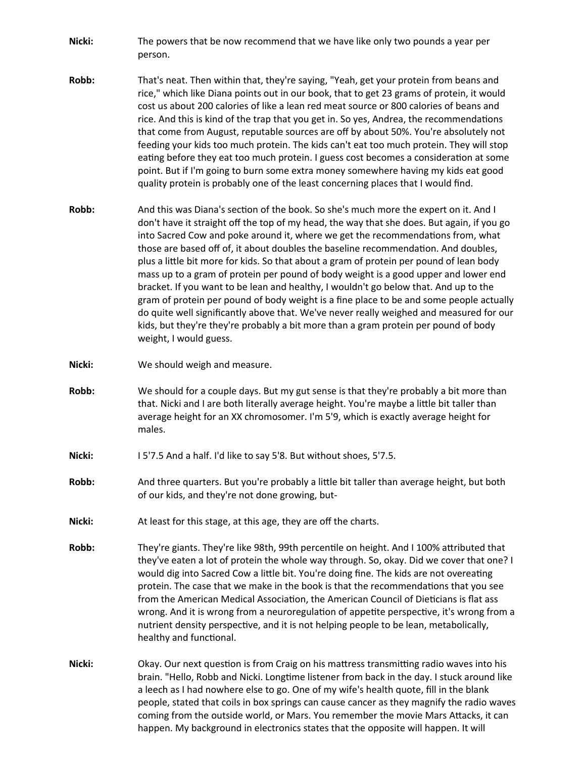**Nicki:** The powers that be now recommend that we have like only two pounds a year per person.

**Robb:** That's neat. Then within that, they're saying, "Yeah, get your protein from beans and rice," which like Diana points out in our book, that to get 23 grams of protein, it would cost us about 200 calories of like a lean red meat source or 800 calories of beans and rice. And this is kind of the trap that you get in. So yes, Andrea, the recommendations that come from August, reputable sources are off by about 50%. You're absolutely not feeding your kids too much protein. The kids can't eat too much protein. They will stop eating before they eat too much protein. I guess cost becomes a consideration at some point. But if I'm going to burn some extra money somewhere having my kids eat good quality protein is probably one of the least concerning places that I would find.

**Robb:** And this was Diana's section of the book. So she's much more the expert on it. And I don't have it straight off the top of my head, the way that she does. But again, if you go into Sacred Cow and poke around it, where we get the recommendations from, what those are based off of, it about doubles the baseline recommendation. And doubles, plus a little bit more for kids. So that about a gram of protein per pound of lean body mass up to a gram of protein per pound of body weight is a good upper and lower end bracket. If you want to be lean and healthy, I wouldn't go below that. And up to the gram of protein per pound of body weight is a fine place to be and some people actually do quite well significantly above that. We've never really weighed and measured for our kids, but they're they're probably a bit more than a gram protein per pound of body weight, I would guess.

**Nicki:** We should weigh and measure.

**Robb:** We should for a couple days. But my gut sense is that they're probably a bit more than that. Nicki and I are both literally average height. You're maybe a little bit taller than average height for an XX chromosomer. I'm 5'9, which is exactly average height for males.

**Nicki:** I 5'7.5 And a half. I'd like to say 5'8. But without shoes, 5'7.5.

**Robb:** And three quarters. But you're probably a little bit taller than average height, but both of our kids, and they're not done growing, but-

**Nicki:** At least for this stage, at this age, they are off the charts.

**Robb:** They're giants. They're like 98th, 99th percentile on height. And I 100% attributed that they've eaten a lot of protein the whole way through. So, okay. Did we cover that one? I would dig into Sacred Cow a little bit. You're doing fine. The kids are not overeating protein. The case that we make in the book is that the recommendations that you see from the American Medical Association, the American Council of Dieticians is flat ass wrong. And it is wrong from a neuroregulation of appetite perspective, it's wrong from a nutrient density perspective, and it is not helping people to be lean, metabolically, healthy and functional.

**Nicki:** Okay. Our next question is from Craig on his mattress transmitting radio waves into his brain. "Hello, Robb and Nicki. Longtime listener from back in the day. I stuck around like a leech as I had nowhere else to go. One of my wife's health quote, fill in the blank people, stated that coils in box springs can cause cancer as they magnify the radio waves coming from the outside world, or Mars. You remember the movie Mars Attacks, it can happen. My background in electronics states that the opposite will happen. It will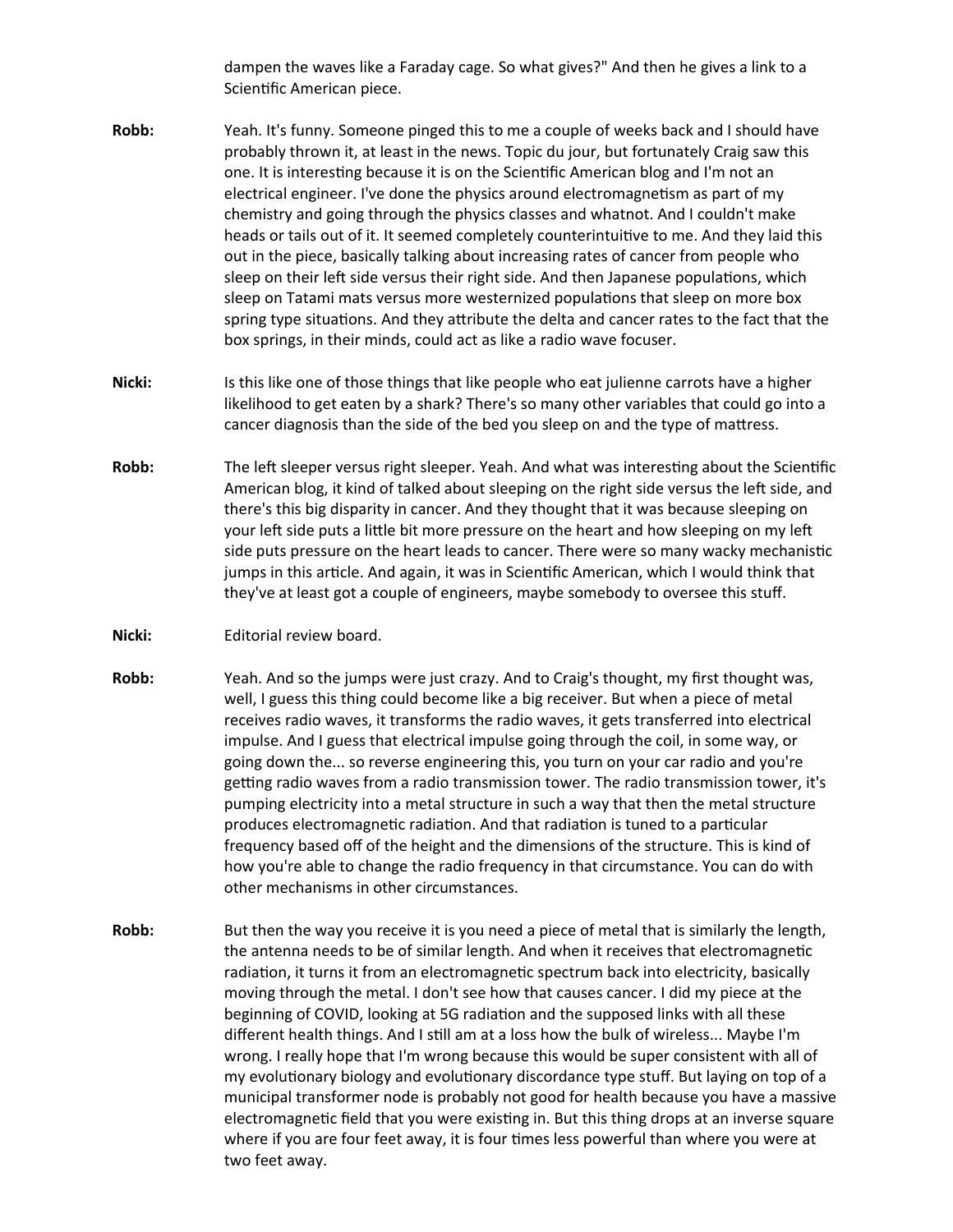dampen the waves like a Faraday cage. So what gives?" And then he gives a link to a Scientific American piece.

**Robb:** Yeah. It's funny. Someone pinged this to me a couple of weeks back and I should have probably thrown it, at least in the news. Topic du jour, but fortunately Craig saw this one. It is interesting because it is on the Scientific American blog and I'm not an electrical engineer. I've done the physics around electromagnetism as part of my chemistry and going through the physics classes and whatnot. And I couldn't make heads or tails out of it. It seemed completely counterintuitive to me. And they laid this out in the piece, basically talking about increasing rates of cancer from people who sleep on their left side versus their right side. And then Japanese populations, which sleep on Tatami mats versus more westernized populations that sleep on more box spring type situations. And they attribute the delta and cancer rates to the fact that the box springs, in their minds, could act as like a radio wave focuser.

**Nicki:** Is this like one of those things that like people who eat julienne carrots have a higher likelihood to get eaten by a shark? There's so many other variables that could go into a cancer diagnosis than the side of the bed you sleep on and the type of mattress.

**Robb:** The left sleeper versus right sleeper. Yeah. And what was interesting about the Scientific American blog, it kind of talked about sleeping on the right side versus the left side, and there's this big disparity in cancer. And they thought that it was because sleeping on your left side puts a little bit more pressure on the heart and how sleeping on my left side puts pressure on the heart leads to cancer. There were so many wacky mechanistic jumps in this article. And again, it was in Scientific American, which I would think that they've at least got a couple of engineers, maybe somebody to oversee this stuff.

**Nicki:** Editorial review board.

**Robb:** Yeah. And so the jumps were just crazy. And to Craig's thought, my first thought was, well, I guess this thing could become like a big receiver. But when a piece of metal receives radio waves, it transforms the radio waves, it gets transferred into electrical impulse. And I guess that electrical impulse going through the coil, in some way, or going down the... so reverse engineering this, you turn on your car radio and you're getting radio waves from a radio transmission tower. The radio transmission tower, it's pumping electricity into a metal structure in such a way that then the metal structure produces electromagnetic radiation. And that radiation is tuned to a particular frequency based off of the height and the dimensions of the structure. This is kind of how you're able to change the radio frequency in that circumstance. You can do with other mechanisms in other circumstances.

**Robb:** But then the way you receive it is you need a piece of metal that is similarly the length, the antenna needs to be of similar length. And when it receives that electromagnetic radiation, it turns it from an electromagnetic spectrum back into electricity, basically moving through the metal. I don't see how that causes cancer. I did my piece at the beginning of COVID, looking at 5G radiation and the supposed links with all these different health things. And I still am at a loss how the bulk of wireless... Maybe I'm wrong. I really hope that I'm wrong because this would be super consistent with all of my evolutionary biology and evolutionary discordance type stuff. But laying on top of a municipal transformer node is probably not good for health because you have a massive electromagnetic field that you were existing in. But this thing drops at an inverse square where if you are four feet away, it is four times less powerful than where you were at two feet away.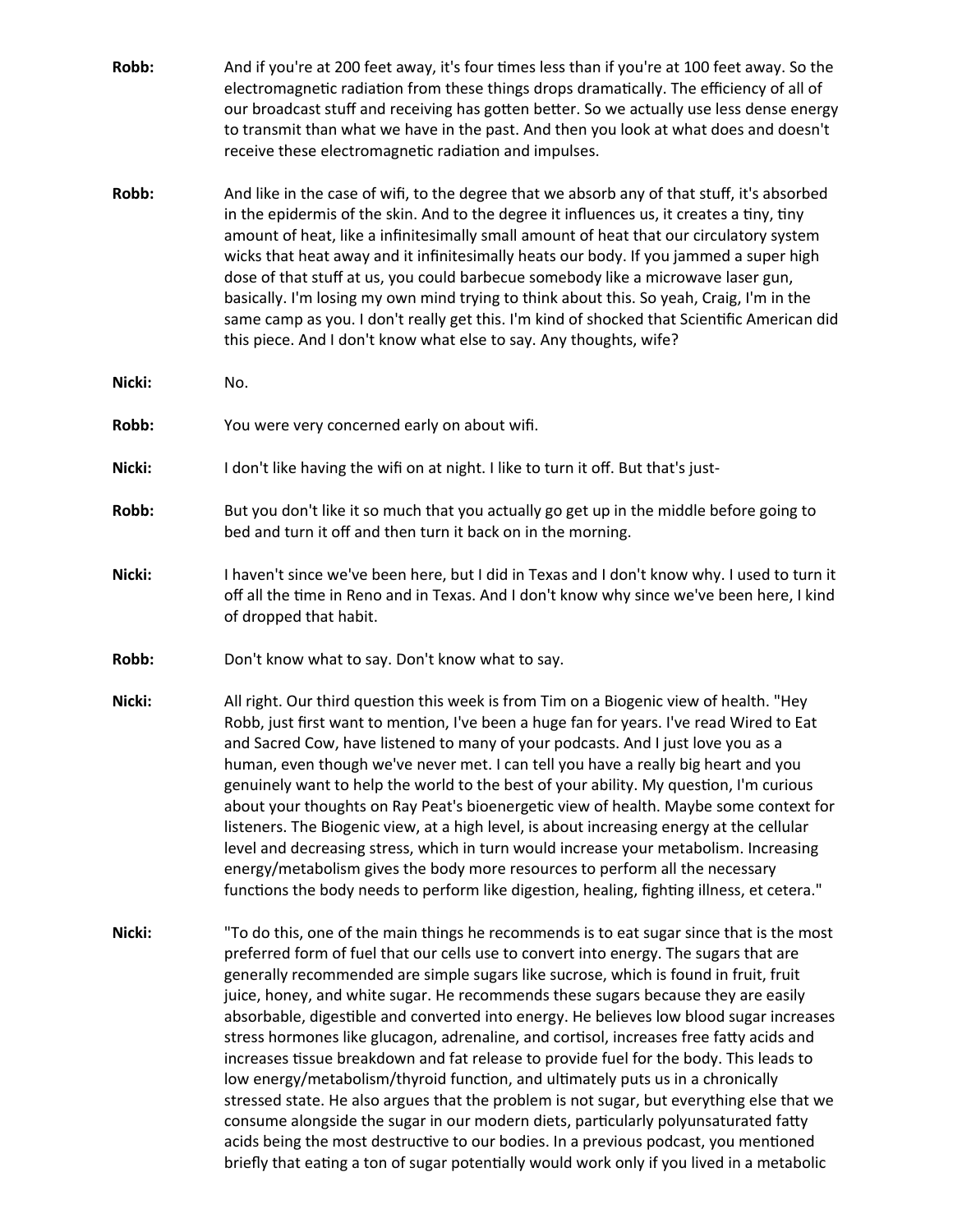**Robb:** And if you're at 200 feet away, it's four times less than if you're at 100 feet away. So the electromagnetic radiation from these things drops dramatically. The efficiency of all of our broadcast stuff and receiving has gotten better. So we actually use less dense energy to transmit than what we have in the past. And then you look at what does and doesn't receive these electromagnetic radiation and impulses.

**Robb:** And like in the case of wifi, to the degree that we absorb any of that stuff, it's absorbed in the epidermis of the skin. And to the degree it influences us, it creates a tiny, tiny amount of heat, like a infinitesimally small amount of heat that our circulatory system wicks that heat away and it infinitesimally heats our body. If you jammed a super high dose of that stuff at us, you could barbecue somebody like a microwave laser gun, basically. I'm losing my own mind trying to think about this. So yeah, Craig, I'm in the same camp as you. I don't really get this. I'm kind of shocked that Scientific American did this piece. And I don't know what else to say. Any thoughts, wife?

**Nicki:** No.

**Robb:** You were very concerned early on about wifi.

**Nicki:** I don't like having the wifi on at night. I like to turn it off. But that's just-

**Robb:** But you don't like it so much that you actually go get up in the middle before going to bed and turn it off and then turn it back on in the morning.

**Nicki:** I haven't since we've been here, but I did in Texas and I don't know why. I used to turn it off all the time in Reno and in Texas. And I don't know why since we've been here, I kind of dropped that habit.

**Robb:** Don't know what to say. Don't know what to say.

**Nicki:** All right. Our third question this week is from Tim on a Biogenic view of health. "Hey Robb, just first want to mention, I've been a huge fan for years. I've read Wired to Eat and Sacred Cow, have listened to many of your podcasts. And I just love you as a human, even though we've never met. I can tell you have a really big heart and you genuinely want to help the world to the best of your ability. My question, I'm curious about your thoughts on Ray Peat's bioenergetic view of health. Maybe some context for listeners. The Biogenic view, at a high level, is about increasing energy at the cellular level and decreasing stress, which in turn would increase your metabolism. Increasing energy/metabolism gives the body more resources to perform all the necessary functions the body needs to perform like digestion, healing, fighting illness, et cetera."

**Nicki:** "To do this, one of the main things he recommends is to eat sugar since that is the most preferred form of fuel that our cells use to convert into energy. The sugars that are generally recommended are simple sugars like sucrose, which is found in fruit, fruit juice, honey, and white sugar. He recommends these sugars because they are easily absorbable, digestible and converted into energy. He believes low blood sugar increases stress hormones like glucagon, adrenaline, and cortisol, increases free fatty acids and increases tissue breakdown and fat release to provide fuel for the body. This leads to low energy/metabolism/thyroid function, and ultimately puts us in a chronically stressed state. He also argues that the problem is not sugar, but everything else that we consume alongside the sugar in our modern diets, particularly polyunsaturated fatty acids being the most destructive to our bodies. In a previous podcast, you mentioned briefly that eating a ton of sugar potentially would work only if you lived in a metabolic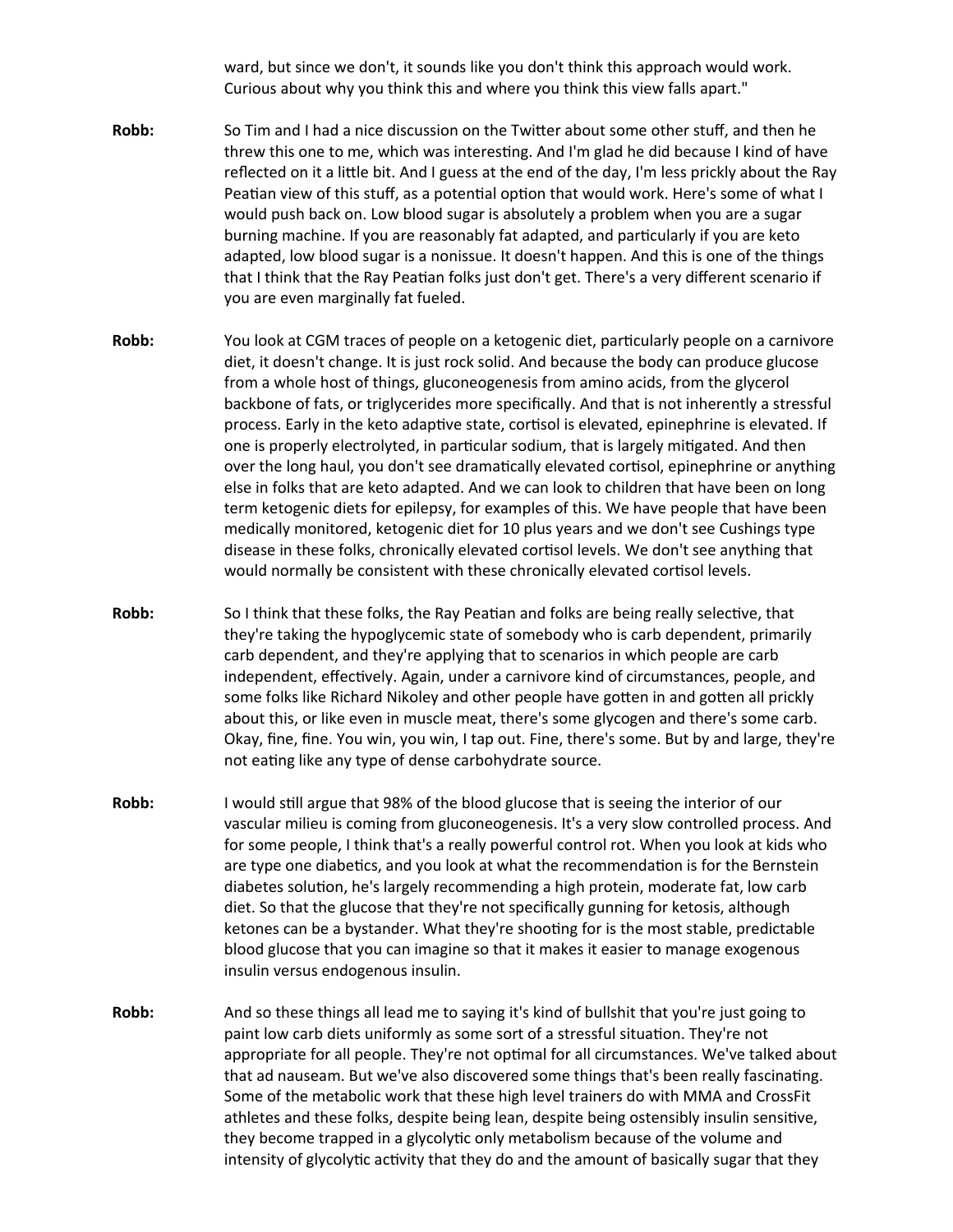ward, but since we don't, it sounds like you don't think this approach would work. Curious about why you think this and where you think this view falls apart."

**Robb:** So Tim and I had a nice discussion on the Twitter about some other stuff, and then he threw this one to me, which was interesting. And I'm glad he did because I kind of have reflected on it a little bit. And I guess at the end of the day, I'm less prickly about the Ray Peatian view of this stuff, as a potential option that would work. Here's some of what I would push back on. Low blood sugar is absolutely a problem when you are a sugar burning machine. If you are reasonably fat adapted, and particularly if you are keto adapted, low blood sugar is a nonissue. It doesn't happen. And this is one of the things that I think that the Ray Peatian folks just don't get. There's a very different scenario if you are even marginally fat fueled.

**Robb:** You look at CGM traces of people on a ketogenic diet, particularly people on a carnivore diet, it doesn't change. It is just rock solid. And because the body can produce glucose from a whole host of things, gluconeogenesis from amino acids, from the glycerol backbone of fats, or triglycerides more specifically. And that is not inherently a stressful process. Early in the keto adaptive state, cortisol is elevated, epinephrine is elevated. If one is properly electrolyted, in particular sodium, that is largely mitigated. And then over the long haul, you don't see dramatically elevated cortisol, epinephrine or anything else in folks that are keto adapted. And we can look to children that have been on long term ketogenic diets for epilepsy, for examples of this. We have people that have been medically monitored, ketogenic diet for 10 plus years and we don't see Cushings type disease in these folks, chronically elevated cortisol levels. We don't see anything that would normally be consistent with these chronically elevated cortisol levels.

**Robb:** So I think that these folks, the Ray Peatian and folks are being really selective, that they're taking the hypoglycemic state of somebody who is carb dependent, primarily carb dependent, and they're applying that to scenarios in which people are carb independent, effectively. Again, under a carnivore kind of circumstances, people, and some folks like Richard Nikoley and other people have gotten in and gotten all prickly about this, or like even in muscle meat, there's some glycogen and there's some carb. Okay, fine, fine. You win, you win, I tap out. Fine, there's some. But by and large, they're not eating like any type of dense carbohydrate source.

**Robb:** I would still argue that 98% of the blood glucose that is seeing the interior of our vascular milieu is coming from gluconeogenesis. It's a very slow controlled process. And for some people, I think that's a really powerful control rot. When you look at kids who are type one diabetics, and you look at what the recommendation is for the Bernstein diabetes solution, he's largely recommending a high protein, moderate fat, low carb diet. So that the glucose that they're not specifically gunning for ketosis, although ketones can be a bystander. What they're shooting for is the most stable, predictable blood glucose that you can imagine so that it makes it easier to manage exogenous insulin versus endogenous insulin.

**Robb:** And so these things all lead me to saying it's kind of bullshit that you're just going to paint low carb diets uniformly as some sort of a stressful situation. They're not appropriate for all people. They're not optimal for all circumstances. We've talked about that ad nauseam. But we've also discovered some things that's been really fascinating. Some of the metabolic work that these high level trainers do with MMA and CrossFit athletes and these folks, despite being lean, despite being ostensibly insulin sensitive, they become trapped in a glycolytic only metabolism because of the volume and intensity of glycolytic activity that they do and the amount of basically sugar that they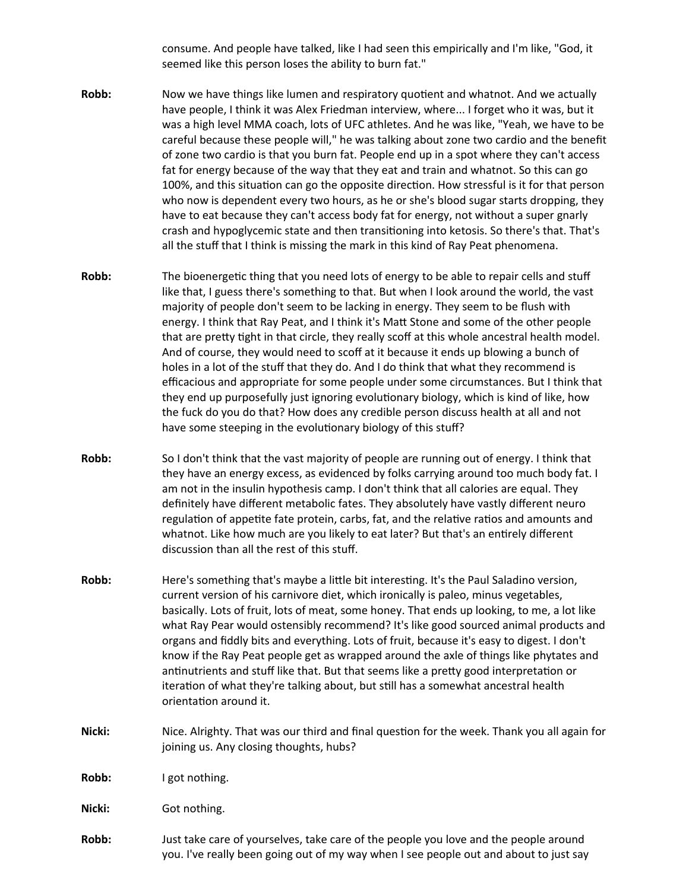consume. And people have talked, like I had seen this empirically and I'm like, "God, it seemed like this person loses the ability to burn fat."

**Robb:** Now we have things like lumen and respiratory quotient and whatnot. And we actually have people, I think it was Alex Friedman interview, where... I forget who it was, but it was a high level MMA coach, lots of UFC athletes. And he was like, "Yeah, we have to be careful because these people will," he was talking about zone two cardio and the benefit of zone two cardio is that you burn fat. People end up in a spot where they can't access fat for energy because of the way that they eat and train and whatnot. So this can go 100%, and this situation can go the opposite direction. How stressful is it for that person who now is dependent every two hours, as he or she's blood sugar starts dropping, they have to eat because they can't access body fat for energy, not without a super gnarly crash and hypoglycemic state and then transitioning into ketosis. So there's that. That's all the stuff that I think is missing the mark in this kind of Ray Peat phenomena.

**Robb:** The bioenergetic thing that you need lots of energy to be able to repair cells and stuff like that, I guess there's something to that. But when I look around the world, the vast majority of people don't seem to be lacking in energy. They seem to be flush with energy. I think that Ray Peat, and I think it's Matt Stone and some of the other people that are pretty tight in that circle, they really scoff at this whole ancestral health model. And of course, they would need to scoff at it because it ends up blowing a bunch of holes in a lot of the stuff that they do. And I do think that what they recommend is efficacious and appropriate for some people under some circumstances. But I think that they end up purposefully just ignoring evolutionary biology, which is kind of like, how the fuck do you do that? How does any credible person discuss health at all and not have some steeping in the evolutionary biology of this stuff?

**Robb:** So I don't think that the vast majority of people are running out of energy. I think that they have an energy excess, as evidenced by folks carrying around too much body fat. I am not in the insulin hypothesis camp. I don't think that all calories are equal. They definitely have different metabolic fates. They absolutely have vastly different neuro regulation of appetite fate protein, carbs, fat, and the relative ratios and amounts and whatnot. Like how much are you likely to eat later? But that's an entirely different discussion than all the rest of this stuff.

**Robb:** Here's something that's maybe a little bit interesting. It's the Paul Saladino version, current version of his carnivore diet, which ironically is paleo, minus vegetables, basically. Lots of fruit, lots of meat, some honey. That ends up looking, to me, a lot like what Ray Pear would ostensibly recommend? It's like good sourced animal products and organs and fiddly bits and everything. Lots of fruit, because it's easy to digest. I don't know if the Ray Peat people get as wrapped around the axle of things like phytates and antinutrients and stuff like that. But that seems like a pretty good interpretation or iteration of what they're talking about, but still has a somewhat ancestral health orientation around it.

**Nicki:** Nice. Alrighty. That was our third and final question for the week. Thank you all again for joining us. Any closing thoughts, hubs?

**Robb:** I got nothing.

**Nicki:** Got nothing.

**Robb:** Just take care of yourselves, take care of the people you love and the people around you. I've really been going out of my way when I see people out and about to just say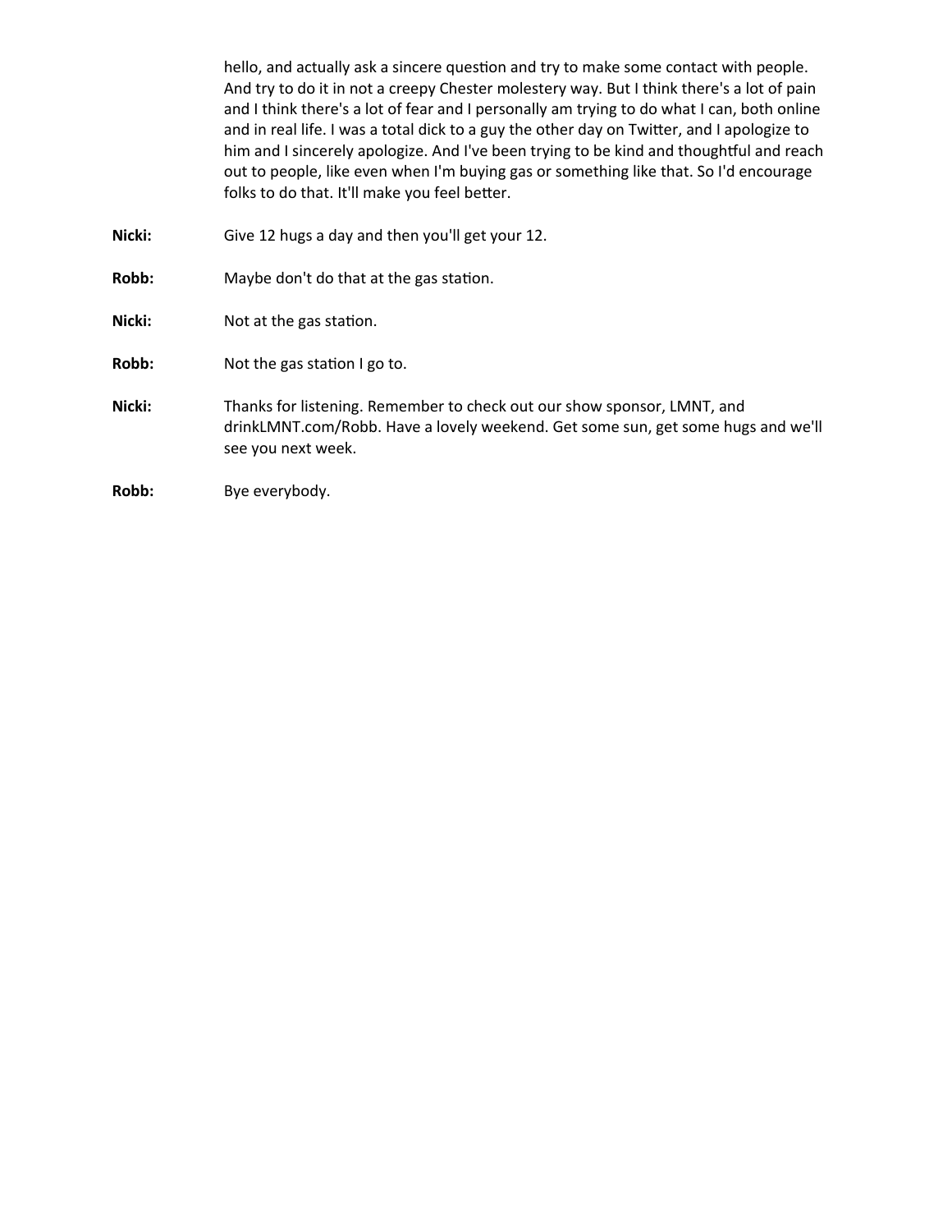hello, and actually ask a sincere question and try to make some contact with people. And try to do it in not a creepy Chester molestery way. But I think there's a lot of pain and I think there's a lot of fear and I personally am trying to do what I can, both online and in real life. I was a total dick to a guy the other day on Twitter, and I apologize to him and I sincerely apologize. And I've been trying to be kind and thoughtful and reach out to people, like even when I'm buying gas or something like that. So I'd encourage folks to do that. It'll make you feel better.

**Nicki:** Give 12 hugs a day and then you'll get your 12.

**Robb:** Maybe don't do that at the gas station.

**Nicki:** Not at the gas station.

**Robb:** Not the gas station I go to.

**Nicki:** Thanks for listening. Remember to check out our show sponsor, LMNT, and drinkLMNT.com/Robb. Have a lovely weekend. Get some sun, get some hugs and we'll see you next week.

**Robb:** Bye everybody.